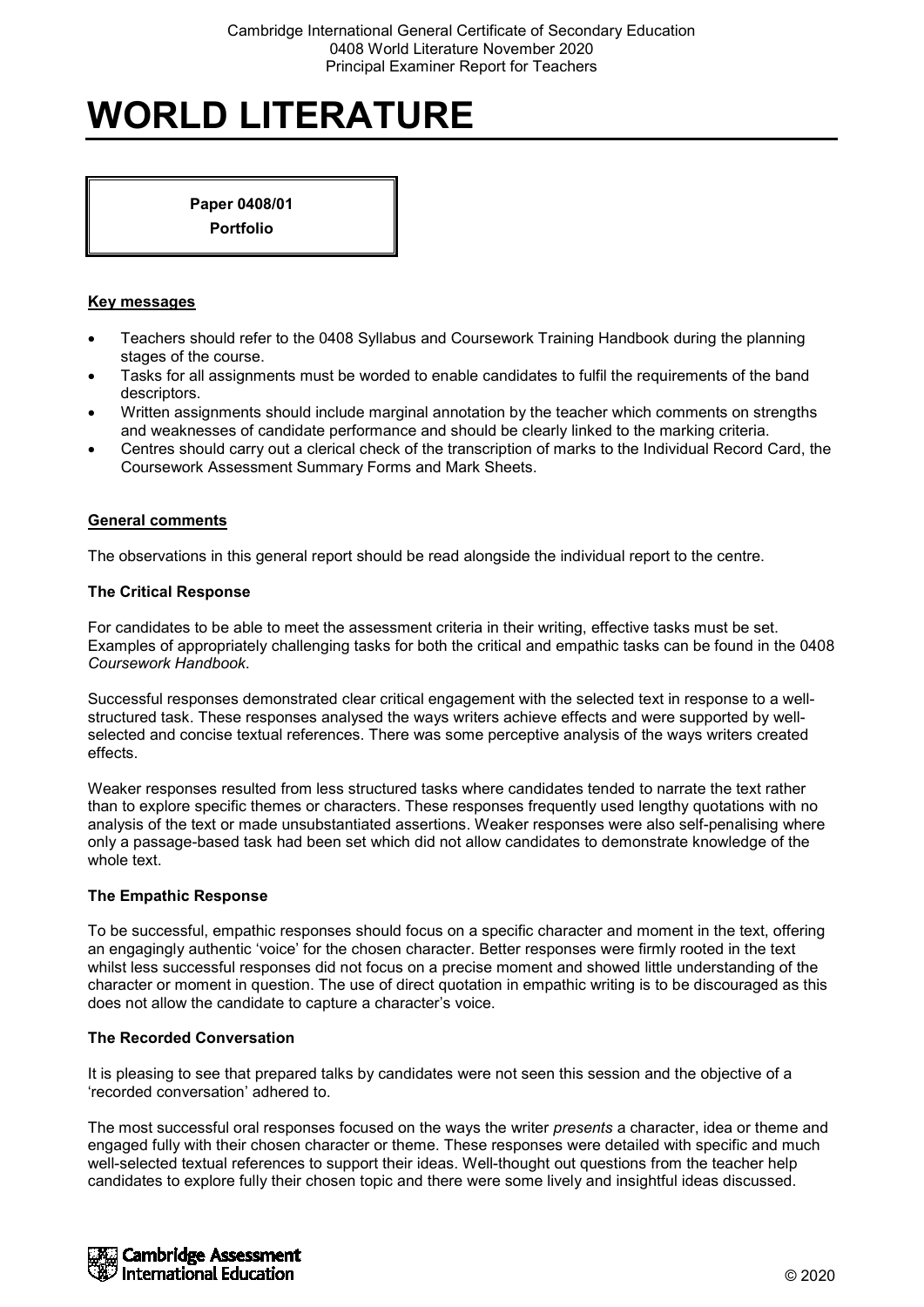# WORLD LITERATURE

**Paper 0408/01**
**Portfolio**

## Key messages

- Teachers should refer to the 0408 Syllabus and Coursework Training Handbook during the planning stages of the course.
- Tasks for all assignments must be worded to enable candidates to fulfil the requirements of the band descriptors.
- Written assignments should include marginal annotation by the teacher which comments on strengths and weaknesses of candidate performance and should be clearly linked to the marking criteria.
- Centres should carry out a clerical check of the transcription of marks to the Individual Record Card, the Coursework Assessment Summary Forms and Mark Sheets.

## General comments

The observations in this general report should be read alongside the individual report to the centre.

### The Critical Response

For candidates to be able to meet the assessment criteria in their writing, effective tasks must be set. Examples of appropriately challenging tasks for both the critical and empathic tasks can be found in the 0408 *Coursework Handbook*.

Successful responses demonstrated clear critical engagement with the selected text in response to a well-structured task. These responses analysed the ways writers achieve effects and were supported by well-selected and concise textual references. There was some perceptive analysis of the ways writers created effects.

Weaker responses resulted from less structured tasks where candidates tended to narrate the text rather than to explore specific themes or characters. These responses frequently used lengthy quotations with no analysis of the text or made unsubstantiated assertions. Weaker responses were also self-penalising where only a passage-based task had been set which did not allow candidates to demonstrate knowledge of the whole text.

### The Empathic Response

To be successful, empathic responses should focus on a specific character and moment in the text, offering an engagingly authentic 'voice' for the chosen character. Better responses were firmly rooted in the text whilst less successful responses did not focus on a precise moment and showed little understanding of the character or moment in question. The use of direct quotation in empathic writing is to be discouraged as this does not allow the candidate to capture a character's voice.

### The Recorded Conversation

It is pleasing to see that prepared talks by candidates were not seen this session and the objective of a 'recorded conversation' adhered to.

The most successful oral responses focused on the ways the writer *presents* a character, idea or theme and engaged fully with their chosen character or theme. These responses were detailed with specific and much well-selected textual references to support their ideas. Well-thought out questions from the teacher help candidates to explore fully their chosen topic and there were some lively and insightful ideas discussed.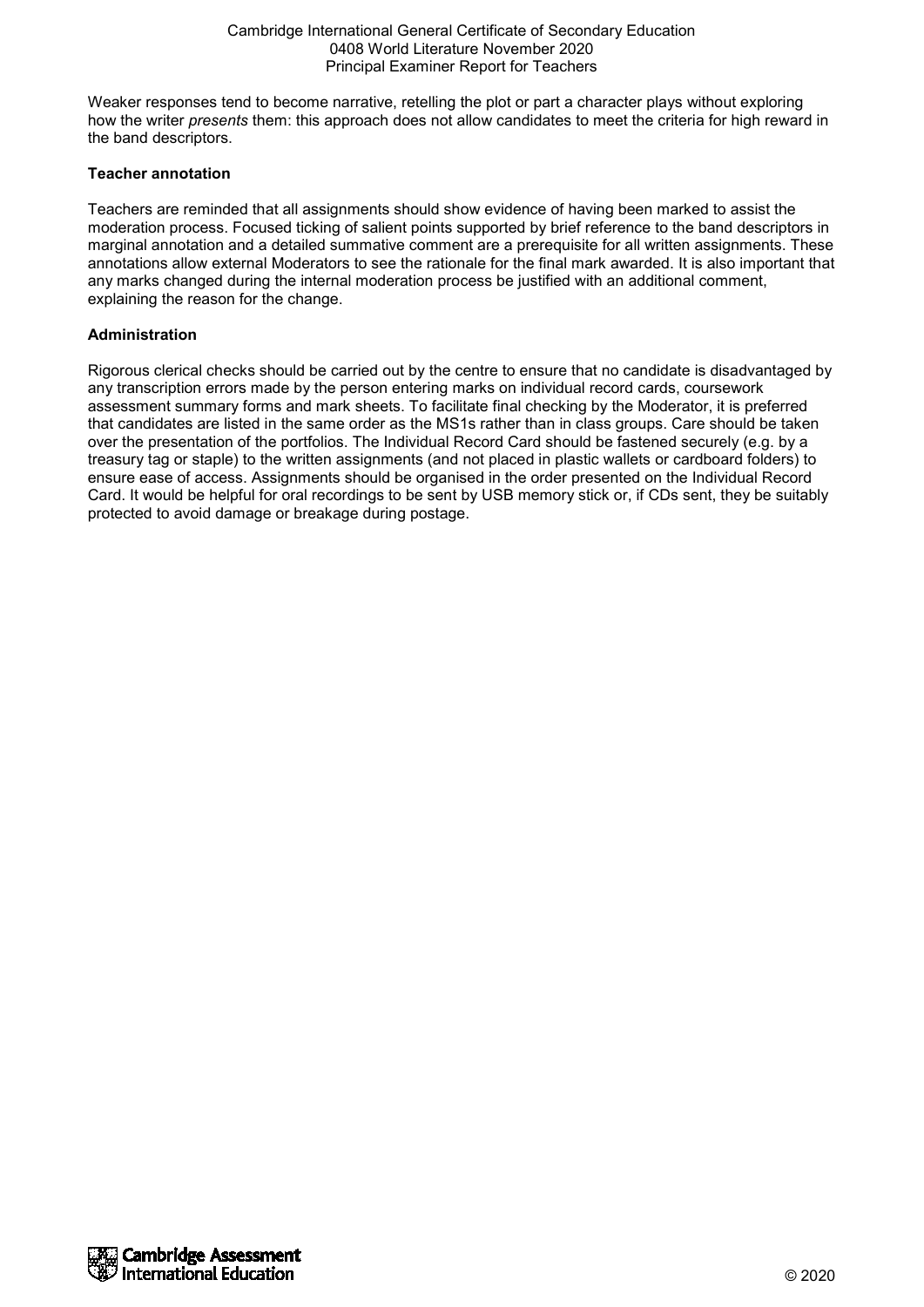Weaker responses tend to become narrative, retelling the plot or part a character plays without exploring how the writer *presents* them: this approach does not allow candidates to meet the criteria for high reward in the band descriptors.

**Teacher annotation**

Teachers are reminded that all assignments should show evidence of having been marked to assist the moderation process. Focused ticking of salient points supported by brief reference to the band descriptors in marginal annotation and a detailed summative comment are a prerequisite for all written assignments. These annotations allow external Moderators to see the rationale for the final mark awarded. It is also important that any marks changed during the internal moderation process be justified with an additional comment, explaining the reason for the change.

**Administration**

Rigorous clerical checks should be carried out by the centre to ensure that no candidate is disadvantaged by any transcription errors made by the person entering marks on individual record cards, coursework assessment summary forms and mark sheets. To facilitate final checking by the Moderator, it is preferred that candidates are listed in the same order as the MS1s rather than in class groups. Care should be taken over the presentation of the portfolios. The Individual Record Card should be fastened securely (e.g. by a treasury tag or staple) to the written assignments (and not placed in plastic wallets or cardboard folders) to ensure ease of access. Assignments should be organised in the order presented on the Individual Record Card. It would be helpful for oral recordings to be sent by USB memory stick or, if CDs sent, they be suitably protected to avoid damage or breakage during postage.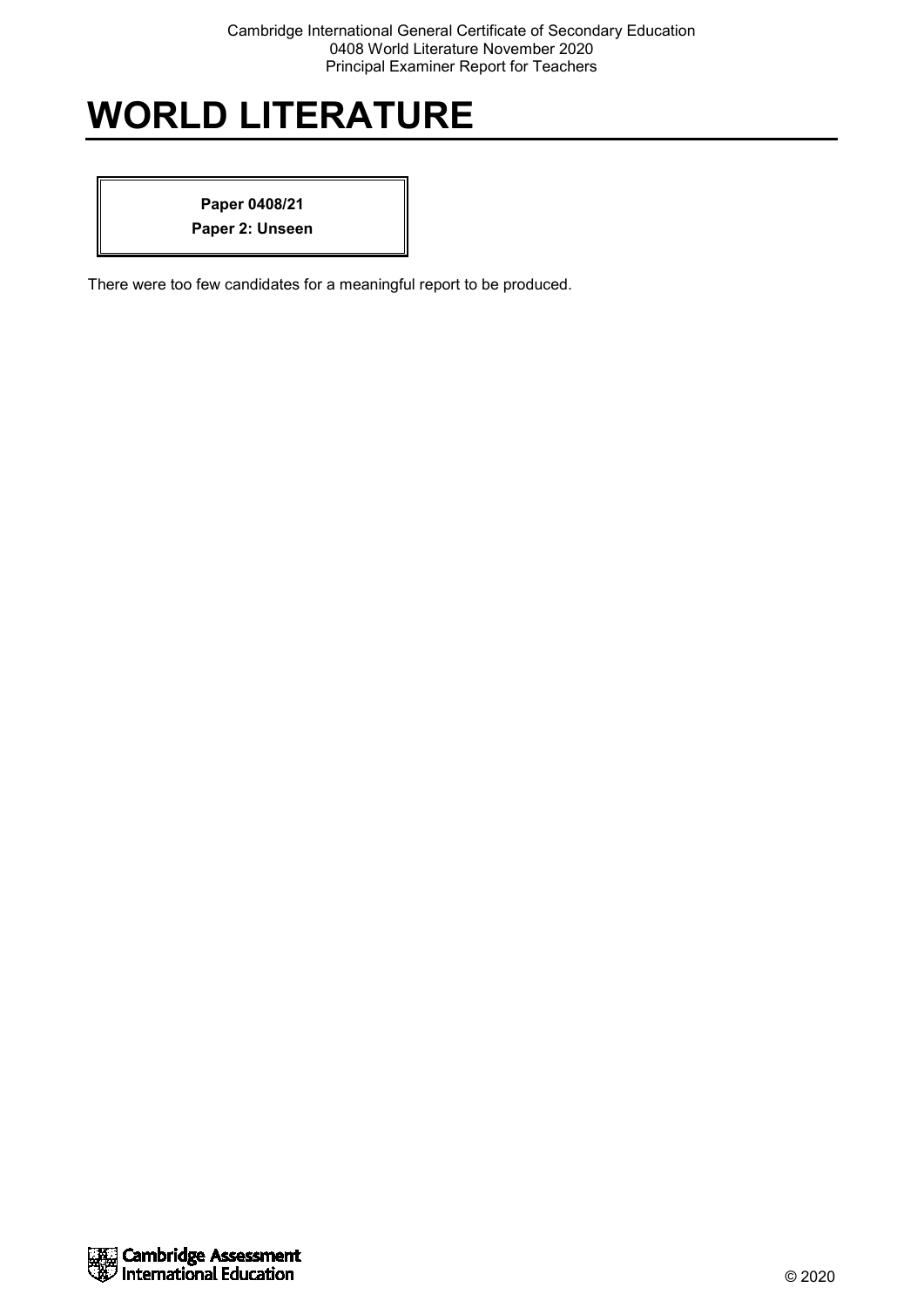# WORLD LITERATURE

**Paper 0408/21**
**Paper 2: Unseen**

There were too few candidates for a meaningful report to be produced.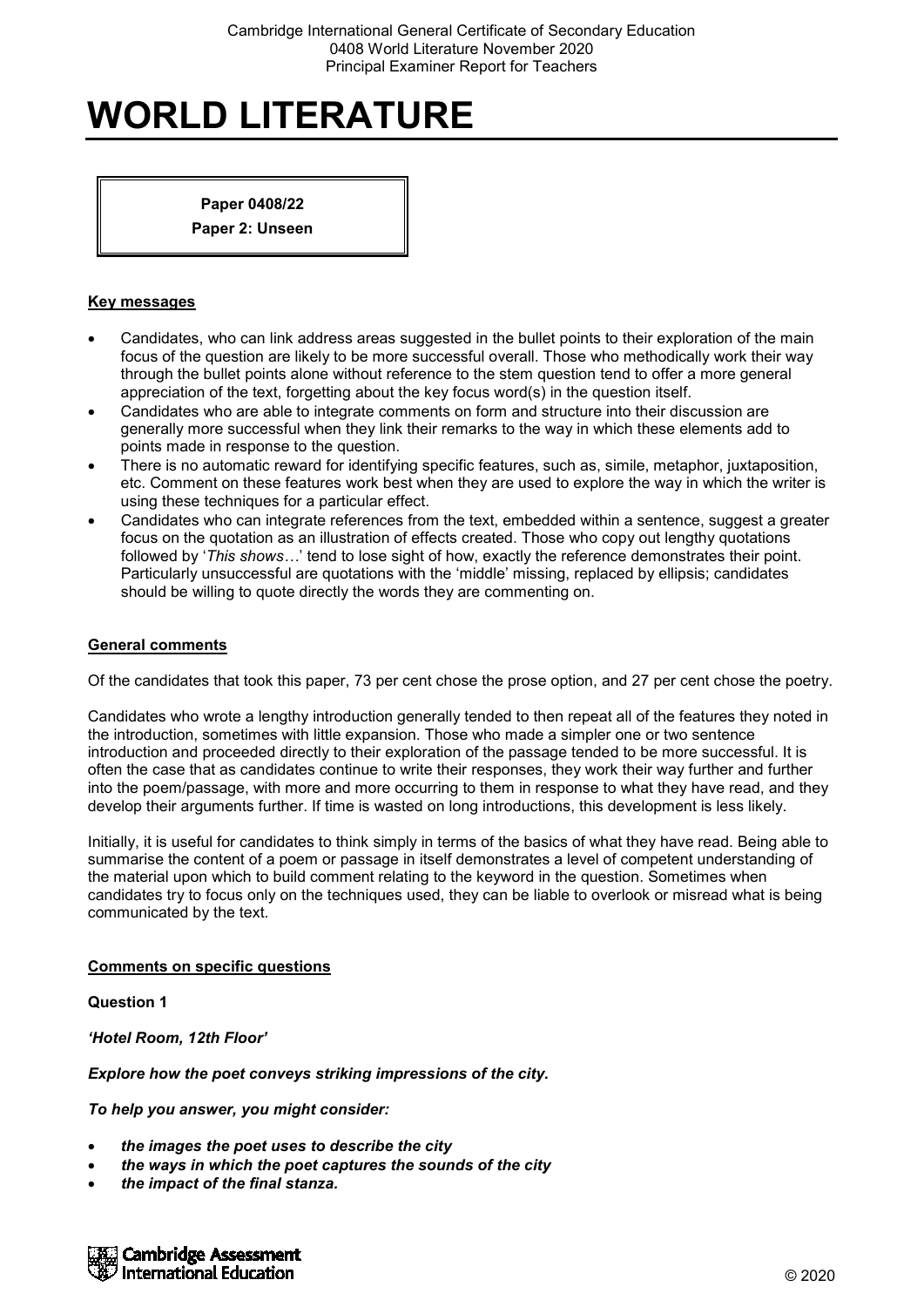# WORLD LITERATURE

**Paper 0408/22**
**Paper 2: Unseen**

## Key messages

- Candidates, who can link address areas suggested in the bullet points to their exploration of the main focus of the question are likely to be more successful overall. Those who methodically work their way through the bullet points alone without reference to the stem question tend to offer a more general appreciation of the text, forgetting about the key focus word(s) in the question itself.
- Candidates who are able to integrate comments on form and structure into their discussion are generally more successful when they link their remarks to the way in which these elements add to points made in response to the question.
- There is no automatic reward for identifying specific features, such as, simile, metaphor, juxtaposition, etc. Comment on these features work best when they are used to explore the way in which the writer is using these techniques for a particular effect.
- Candidates who can integrate references from the text, embedded within a sentence, suggest a greater focus on the quotation as an illustration of effects created. Those who copy out lengthy quotations followed by '*This shows…*' tend to lose sight of how, exactly the reference demonstrates their point. Particularly unsuccessful are quotations with the 'middle' missing, replaced by ellipsis; candidates should be willing to quote directly the words they are commenting on.

## General comments

Of the candidates that took this paper, 73 per cent chose the prose option, and 27 per cent chose the poetry.

Candidates who wrote a lengthy introduction generally tended to then repeat all of the features they noted in the introduction, sometimes with little expansion. Those who made a simpler one or two sentence introduction and proceeded directly to their exploration of the passage tended to be more successful. It is often the case that as candidates continue to write their responses, they work their way further and further into the poem/passage, with more and more occurring to them in response to what they have read, and they develop their arguments further. If time is wasted on long introductions, this development is less likely.

Initially, it is useful for candidates to think simply in terms of the basics of what they have read. Being able to summarise the content of a poem or passage in itself demonstrates a level of competent understanding of the material upon which to build comment relating to the keyword in the question. Sometimes when candidates try to focus only on the techniques used, they can be liable to overlook or misread what is being communicated by the text.

## Comments on specific questions

**Question 1**

***'Hotel Room, 12th Floor'***

***Explore how the poet conveys striking impressions of the city.***

***To help you answer, you might consider:***

- ***the images the poet uses to describe the city***
- ***the ways in which the poet captures the sounds of the city***
- ***the impact of the final stanza.***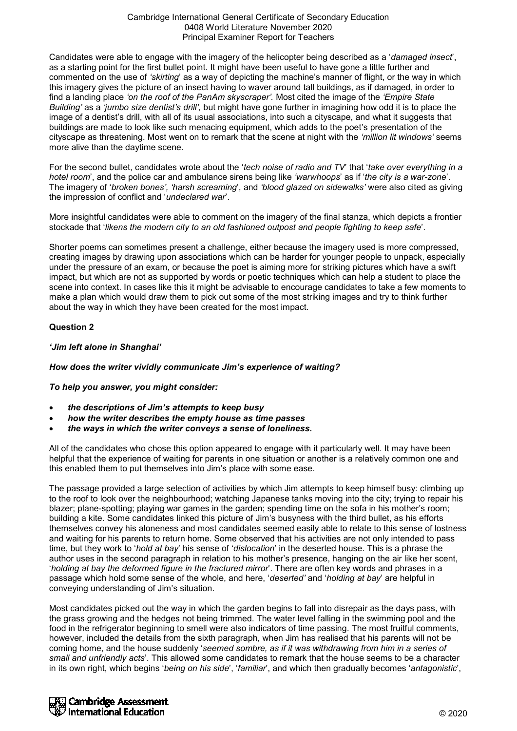Candidates were able to engage with the imagery of the helicopter being described as a '*damaged insect*', as a starting point for the first bullet point. It might have been useful to have gone a little further and commented on the use of *'skirting'* as a way of depicting the machine's manner of flight, or the way in which this imagery gives the picture of an insect having to waver around tall buildings, as if damaged, in order to find a landing place *'on the roof of the PanAm skyscraper'*. Most cited the image of the *'Empire State Building'* as a *'jumbo size dentist's drill',* but might have gone further in imagining how odd it is to place the image of a dentist's drill, with all of its usual associations, into such a cityscape, and what it suggests that buildings are made to look like such menacing equipment, which adds to the poet's presentation of the cityscape as threatening. Most went on to remark that the scene at night with the *'million lit windows'* seems more alive than the daytime scene.

For the second bullet, candidates wrote about the '*tech noise of radio and TV*' that '*take over everything in a hotel room*', and the police car and ambulance sirens being like *'warwhoops*' as if '*the city is a war-zone*'. The imagery of '*broken bones', 'harsh screaming*', and *'blood glazed on sidewalks'* were also cited as giving the impression of conflict and '*undeclared war*'.

More insightful candidates were able to comment on the imagery of the final stanza, which depicts a frontier stockade that '*likens the modern city to an old fashioned outpost and people fighting to keep safe*'.

Shorter poems can sometimes present a challenge, either because the imagery used is more compressed, creating images by drawing upon associations which can be harder for younger people to unpack, especially under the pressure of an exam, or because the poet is aiming more for striking pictures which have a swift impact, but which are not as supported by words or poetic techniques which can help a student to place the scene into context. In cases like this it might be advisable to encourage candidates to take a few moments to make a plan which would draw them to pick out some of the most striking images and try to think further about the way in which they have been created for the most impact.

**Question 2**

***'Jim left alone in Shanghai'***

***How does the writer vividly communicate Jim's experience of waiting?***

***To help you answer, you might consider:***

- ***the descriptions of Jim's attempts to keep busy***
- ***how the writer describes the empty house as time passes***
- ***the ways in which the writer conveys a sense of loneliness.***

All of the candidates who chose this option appeared to engage with it particularly well. It may have been helpful that the experience of waiting for parents in one situation or another is a relatively common one and this enabled them to put themselves into Jim's place with some ease.

The passage provided a large selection of activities by which Jim attempts to keep himself busy: climbing up to the roof to look over the neighbourhood; watching Japanese tanks moving into the city; trying to repair his blazer; plane-spotting; playing war games in the garden; spending time on the sofa in his mother's room; building a kite. Some candidates linked this picture of Jim's busyness with the third bullet, as his efforts themselves convey his aloneness and most candidates seemed easily able to relate to this sense of lostness and waiting for his parents to return home. Some observed that his activities are not only intended to pass time, but they work to '*hold at bay*' his sense of '*dislocation*' in the deserted house. This is a phrase the author uses in the second paragraph in relation to his mother's presence, hanging on the air like her scent, '*holding at bay the deformed figure in the fractured mirror*'. There are often key words and phrases in a passage which hold some sense of the whole, and here, '*deserted'* and '*holding at bay*' are helpful in conveying understanding of Jim's situation.

Most candidates picked out the way in which the garden begins to fall into disrepair as the days pass, with the grass growing and the hedges not being trimmed. The water level falling in the swimming pool and the food in the refrigerator beginning to smell were also indicators of time passing. The most fruitful comments, however, included the details from the sixth paragraph, when Jim has realised that his parents will not be coming home, and the house suddenly '*seemed sombre, as if it was withdrawing from him in a series of small and unfriendly acts*'. This allowed some candidates to remark that the house seems to be a character in its own right, which begins '*being on his side*', '*familiar*', and which then gradually becomes '*antagonistic*',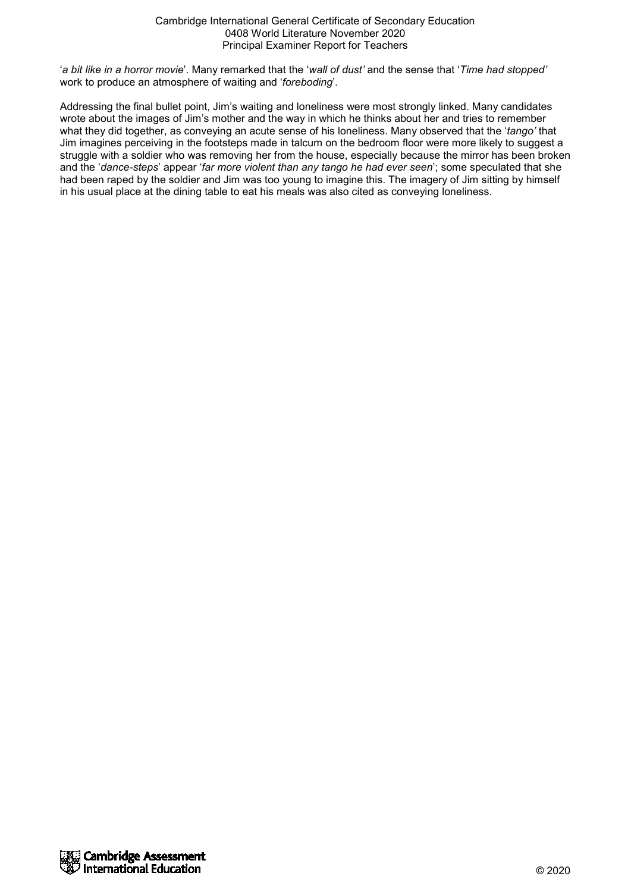'*a bit like in a horror movie*'. Many remarked that the '*wall of dust'* and the sense that '*Time had stopped'* work to produce an atmosphere of waiting and '*foreboding*'.

Addressing the final bullet point, Jim's waiting and loneliness were most strongly linked. Many candidates wrote about the images of Jim's mother and the way in which he thinks about her and tries to remember what they did together, as conveying an acute sense of his loneliness. Many observed that the '*tango'* that Jim imagines perceiving in the footsteps made in talcum on the bedroom floor were more likely to suggest a struggle with a soldier who was removing her from the house, especially because the mirror has been broken and the '*dance-steps*' appear '*far more violent than any tango he had ever seen*'; some speculated that she had been raped by the soldier and Jim was too young to imagine this. The imagery of Jim sitting by himself in his usual place at the dining table to eat his meals was also cited as conveying loneliness.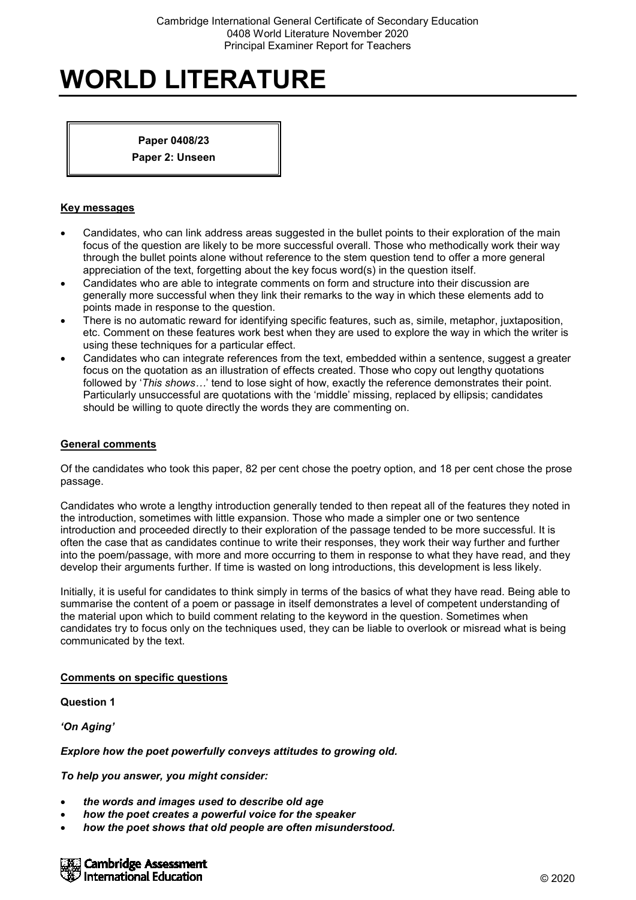# WORLD LITERATURE

**Paper 0408/23**
**Paper 2: Unseen**

## Key messages

- Candidates, who can link address areas suggested in the bullet points to their exploration of the main focus of the question are likely to be more successful overall. Those who methodically work their way through the bullet points alone without reference to the stem question tend to offer a more general appreciation of the text, forgetting about the key focus word(s) in the question itself.
- Candidates who are able to integrate comments on form and structure into their discussion are generally more successful when they link their remarks to the way in which these elements add to points made in response to the question.
- There is no automatic reward for identifying specific features, such as, simile, metaphor, juxtaposition, etc. Comment on these features work best when they are used to explore the way in which the writer is using these techniques for a particular effect.
- Candidates who can integrate references from the text, embedded within a sentence, suggest a greater focus on the quotation as an illustration of effects created. Those who copy out lengthy quotations followed by '*This shows*…' tend to lose sight of how, exactly the reference demonstrates their point. Particularly unsuccessful are quotations with the 'middle' missing, replaced by ellipsis; candidates should be willing to quote directly the words they are commenting on.

## General comments

Of the candidates who took this paper, 82 per cent chose the poetry option, and 18 per cent chose the prose passage.

Candidates who wrote a lengthy introduction generally tended to then repeat all of the features they noted in the introduction, sometimes with little expansion. Those who made a simpler one or two sentence introduction and proceeded directly to their exploration of the passage tended to be more successful. It is often the case that as candidates continue to write their responses, they work their way further and further into the poem/passage, with more and more occurring to them in response to what they have read, and they develop their arguments further. If time is wasted on long introductions, this development is less likely.

Initially, it is useful for candidates to think simply in terms of the basics of what they have read. Being able to summarise the content of a poem or passage in itself demonstrates a level of competent understanding of the material upon which to build comment relating to the keyword in the question. Sometimes when candidates try to focus only on the techniques used, they can be liable to overlook or misread what is being communicated by the text.

## Comments on specific questions

**Question 1**

***'On Aging'***

***Explore how the poet powerfully conveys attitudes to growing old.***

***To help you answer, you might consider:***

- ***the words and images used to describe old age***
- ***how the poet creates a powerful voice for the speaker***
- ***how the poet shows that old people are often misunderstood.***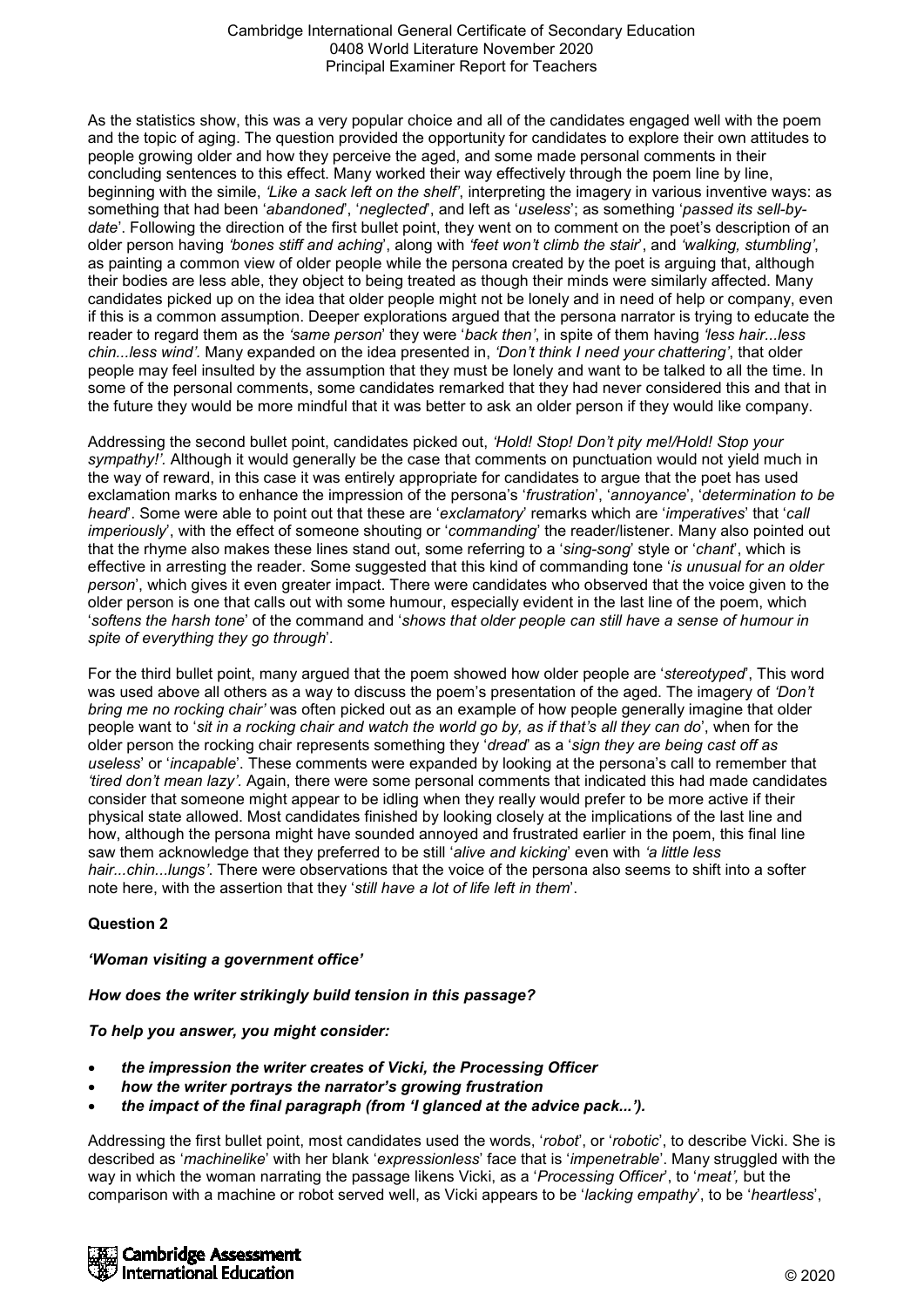As the statistics show, this was a very popular choice and all of the candidates engaged well with the poem and the topic of aging. The question provided the opportunity for candidates to explore their own attitudes to people growing older and how they perceive the aged, and some made personal comments in their concluding sentences to this effect. Many worked their way effectively through the poem line by line, beginning with the simile, *'Like a sack left on the shelf'*, interpreting the imagery in various inventive ways: as something that had been '*abandoned*', '*neglected*', and left as '*useless*'; as something '*passed its sell-by-date*'. Following the direction of the first bullet point, they went on to comment on the poet's description of an older person having *'bones stiff and aching'*, along with *'feet won't climb the stair'*, and *'walking, stumbling'*, as painting a common view of older people while the persona created by the poet is arguing that, although their bodies are less able, they object to being treated as though their minds were similarly affected. Many candidates picked up on the idea that older people might not be lonely and in need of help or company, even if this is a common assumption. Deeper explorations argued that the persona narrator is trying to educate the reader to regard them as the *'same person'* they were '*back then'*, in spite of them having *'less hair...less chin...less wind'.* Many expanded on the idea presented in, *'Don't think I need your chattering'*, that older people may feel insulted by the assumption that they must be lonely and want to be talked to all the time. In some of the personal comments, some candidates remarked that they had never considered this and that in the future they would be more mindful that it was better to ask an older person if they would like company.

Addressing the second bullet point, candidates picked out, *'Hold! Stop! Don't pity me!/Hold! Stop your sympathy!'.* Although it would generally be the case that comments on punctuation would not yield much in the way of reward, in this case it was entirely appropriate for candidates to argue that the poet has used exclamation marks to enhance the impression of the persona's '*frustration*', '*annoyance*', '*determination to be heard*'. Some were able to point out that these are '*exclamatory*' remarks which are '*imperatives*' that '*call imperiously*', with the effect of someone shouting or '*commanding*' the reader/listener. Many also pointed out that the rhyme also makes these lines stand out, some referring to a '*sing-song*' style or '*chant*', which is effective in arresting the reader. Some suggested that this kind of commanding tone '*is unusual for an older person*', which gives it even greater impact. There were candidates who observed that the voice given to the older person is one that calls out with some humour, especially evident in the last line of the poem, which '*softens the harsh tone*' of the command and '*shows that older people can still have a sense of humour in spite of everything they go through*'.

For the third bullet point, many argued that the poem showed how older people are '*stereotyped*', This word was used above all others as a way to discuss the poem's presentation of the aged. The imagery of *'Don't bring me no rocking chair'* was often picked out as an example of how people generally imagine that older people want to '*sit in a rocking chair and watch the world go by, as if that's all they can do*', when for the older person the rocking chair represents something they '*dread*' as a '*sign they are being cast off as useless*' or '*incapable*'. These comments were expanded by looking at the persona's call to remember that *'tired don't mean lazy'*. Again, there were some personal comments that indicated this had made candidates consider that someone might appear to be idling when they really would prefer to be more active if their physical state allowed. Most candidates finished by looking closely at the implications of the last line and how, although the persona might have sounded annoyed and frustrated earlier in the poem, this final line saw them acknowledge that they preferred to be still '*alive and kicking*' even with *'a little less hair...chin...lungs'*. There were observations that the voice of the persona also seems to shift into a softer note here, with the assertion that they '*still have a lot of life left in them*'.

**Question 2**

***'Woman visiting a government office'***

***How does the writer strikingly build tension in this passage?***

***To help you answer, you might consider:***

- ***the impression the writer creates of Vicki, the Processing Officer***
- ***how the writer portrays the narrator's growing frustration***
- ***the impact of the final paragraph (from 'I glanced at the advice pack...').***

Addressing the first bullet point, most candidates used the words, '*robot*', or '*robotic*', to describe Vicki. She is described as '*machinelike*' with her blank '*expressionless*' face that is '*impenetrable*'. Many struggled with the way in which the woman narrating the passage likens Vicki, as a '*Processing Officer*', to '*meat',* but the comparison with a machine or robot served well, as Vicki appears to be '*lacking empathy*', to be '*heartless*',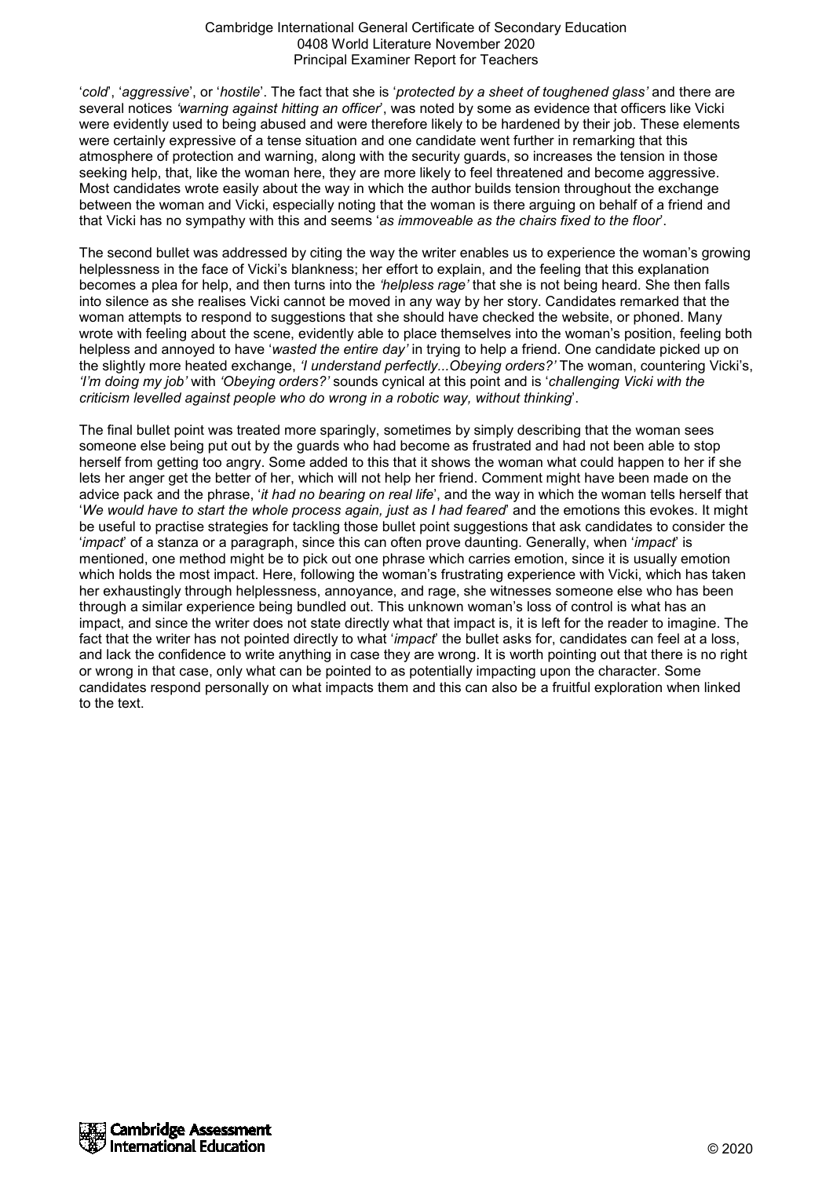'*cold*', '*aggressive*', or '*hostile*'. The fact that she is '*protected by a sheet of toughened glass'* and there are several notices *'warning against hitting an officer*', was noted by some as evidence that officers like Vicki were evidently used to being abused and were therefore likely to be hardened by their job. These elements were certainly expressive of a tense situation and one candidate went further in remarking that this atmosphere of protection and warning, along with the security guards, so increases the tension in those seeking help, that, like the woman here, they are more likely to feel threatened and become aggressive. Most candidates wrote easily about the way in which the author builds tension throughout the exchange between the woman and Vicki, especially noting that the woman is there arguing on behalf of a friend and that Vicki has no sympathy with this and seems '*as immoveable as the chairs fixed to the floor*'.

The second bullet was addressed by citing the way the writer enables us to experience the woman's growing helplessness in the face of Vicki's blankness; her effort to explain, and the feeling that this explanation becomes a plea for help, and then turns into the *'helpless rage'* that she is not being heard. She then falls into silence as she realises Vicki cannot be moved in any way by her story. Candidates remarked that the woman attempts to respond to suggestions that she should have checked the website, or phoned. Many wrote with feeling about the scene, evidently able to place themselves into the woman's position, feeling both helpless and annoyed to have '*wasted the entire day'* in trying to help a friend. One candidate picked up on the slightly more heated exchange, *'I understand perfectly...Obeying orders?'* The woman, countering Vicki's, *'I'm doing my job'* with *'Obeying orders?'* sounds cynical at this point and is '*challenging Vicki with the criticism levelled against people who do wrong in a robotic way, without thinking*'.

The final bullet point was treated more sparingly, sometimes by simply describing that the woman sees someone else being put out by the guards who had become as frustrated and had not been able to stop herself from getting too angry. Some added to this that it shows the woman what could happen to her if she lets her anger get the better of her, which will not help her friend. Comment might have been made on the advice pack and the phrase, '*it had no bearing on real life*', and the way in which the woman tells herself that '*We would have to start the whole process again, just as I had feared*' and the emotions this evokes. It might be useful to practise strategies for tackling those bullet point suggestions that ask candidates to consider the '*impact*' of a stanza or a paragraph, since this can often prove daunting. Generally, when '*impact*' is mentioned, one method might be to pick out one phrase which carries emotion, since it is usually emotion which holds the most impact. Here, following the woman's frustrating experience with Vicki, which has taken her exhaustingly through helplessness, annoyance, and rage, she witnesses someone else who has been through a similar experience being bundled out. This unknown woman's loss of control is what has an impact, and since the writer does not state directly what that impact is, it is left for the reader to imagine. The fact that the writer has not pointed directly to what '*impact*' the bullet asks for, candidates can feel at a loss, and lack the confidence to write anything in case they are wrong. It is worth pointing out that there is no right or wrong in that case, only what can be pointed to as potentially impacting upon the character. Some candidates respond personally on what impacts them and this can also be a fruitful exploration when linked to the text.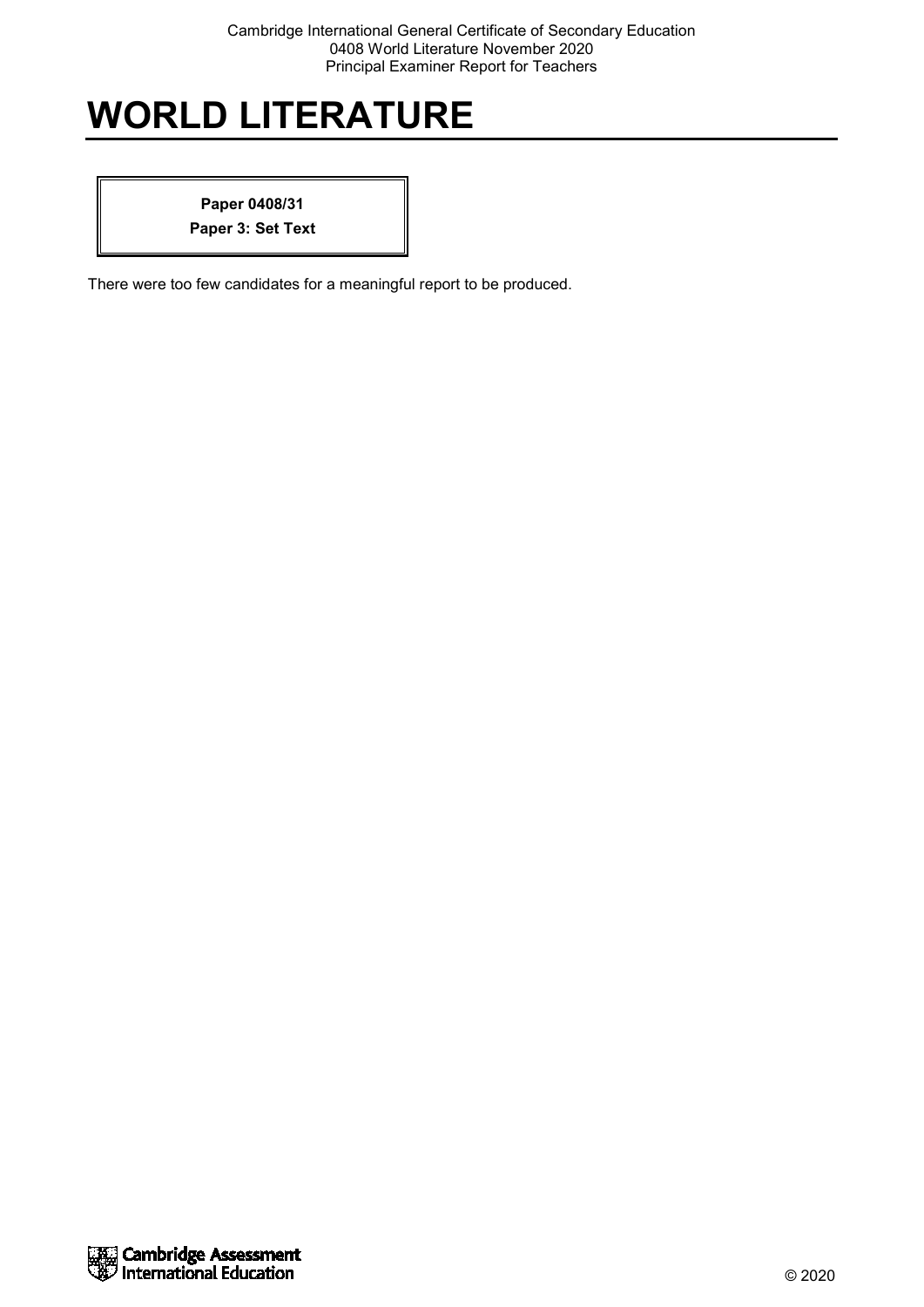# WORLD LITERATURE

**Paper 0408/31**

**Paper 3: Set Text**

There were too few candidates for a meaningful report to be produced.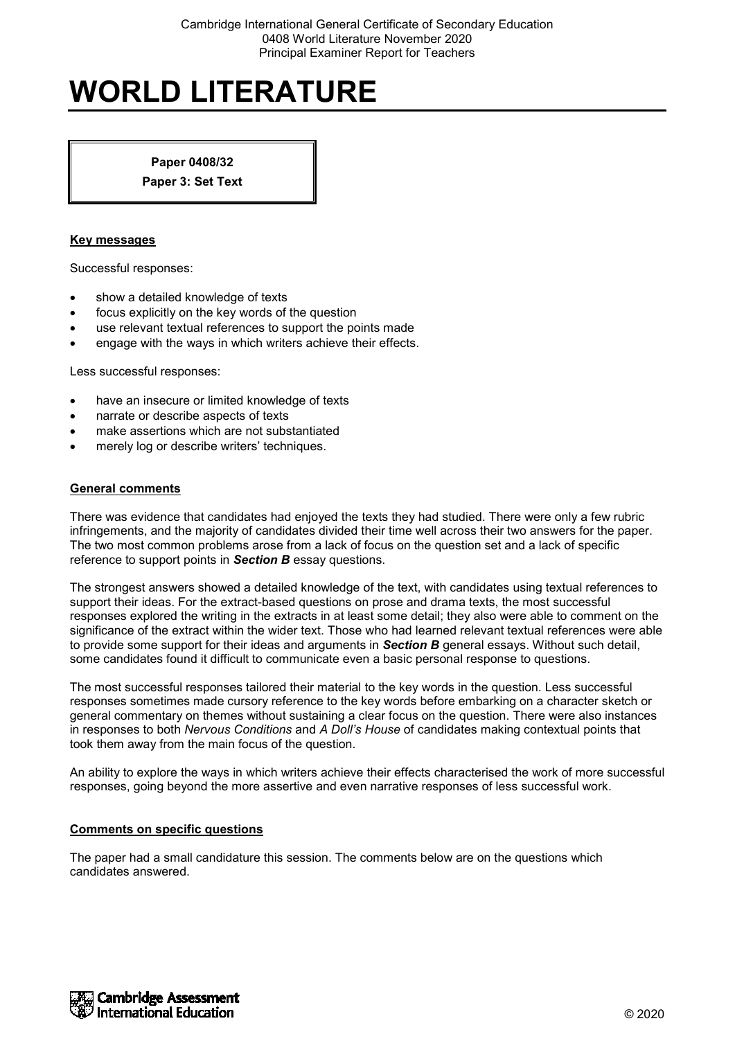# WORLD LITERATURE

**Paper 0408/32**
**Paper 3: Set Text**

## Key messages

Successful responses:

- show a detailed knowledge of texts
- focus explicitly on the key words of the question
- use relevant textual references to support the points made
- engage with the ways in which writers achieve their effects.

Less successful responses:

- have an insecure or limited knowledge of texts
- narrate or describe aspects of texts
- make assertions which are not substantiated
- merely log or describe writers' techniques.

## General comments

There was evidence that candidates had enjoyed the texts they had studied. There were only a few rubric infringements, and the majority of candidates divided their time well across their two answers for the paper. The two most common problems arose from a lack of focus on the question set and a lack of specific reference to support points in ***Section B*** essay questions.

The strongest answers showed a detailed knowledge of the text, with candidates using textual references to support their ideas. For the extract-based questions on prose and drama texts, the most successful responses explored the writing in the extracts in at least some detail; they also were able to comment on the significance of the extract within the wider text. Those who had learned relevant textual references were able to provide some support for their ideas and arguments in ***Section B*** general essays. Without such detail, some candidates found it difficult to communicate even a basic personal response to questions.

The most successful responses tailored their material to the key words in the question. Less successful responses sometimes made cursory reference to the key words before embarking on a character sketch or general commentary on themes without sustaining a clear focus on the question. There were also instances in responses to both *Nervous Conditions* and *A Doll's House* of candidates making contextual points that took them away from the main focus of the question.

An ability to explore the ways in which writers achieve their effects characterised the work of more successful responses, going beyond the more assertive and even narrative responses of less successful work.

## Comments on specific questions

The paper had a small candidature this session. The comments below are on the questions which candidates answered.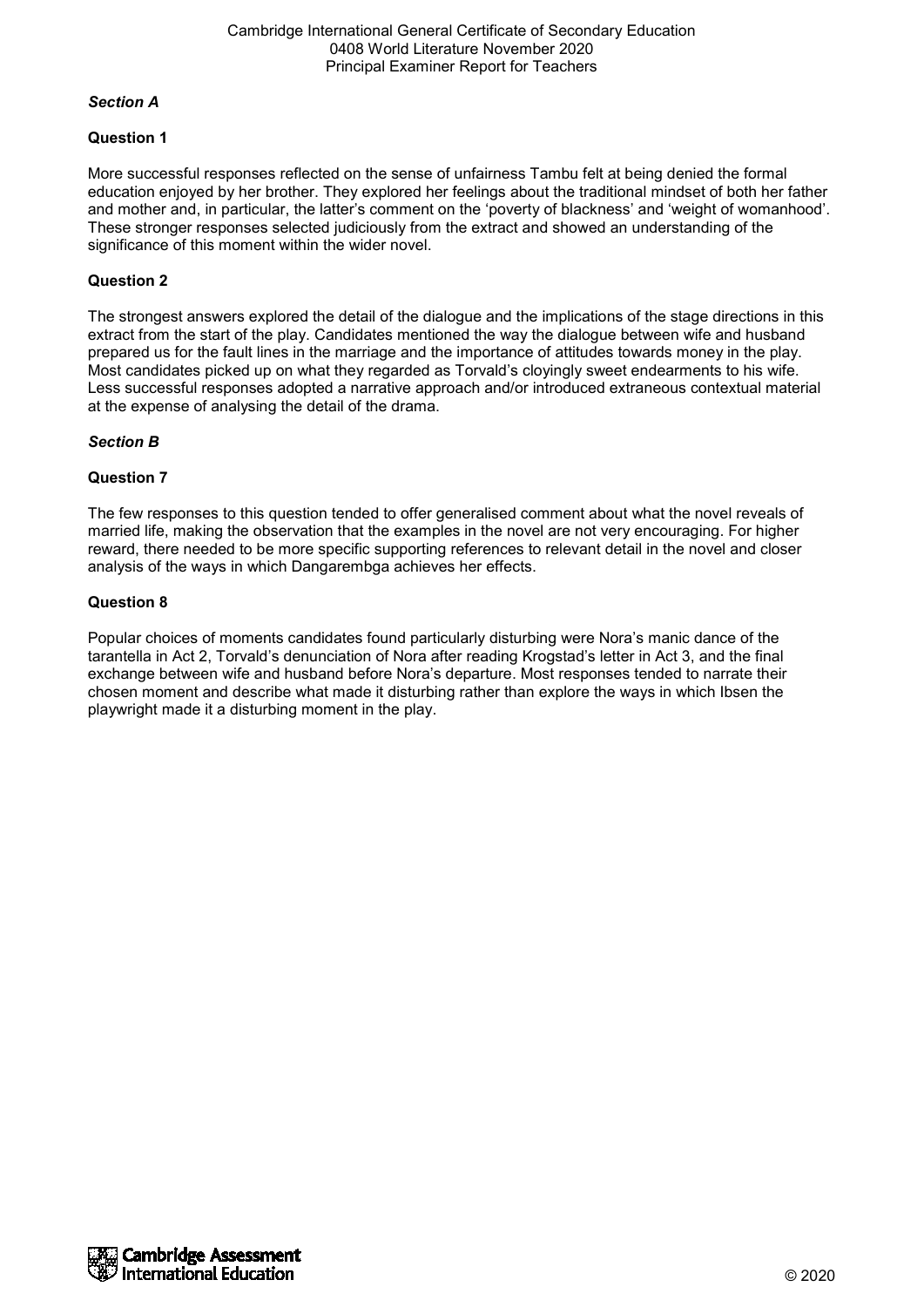*Section A*

**Question 1**

More successful responses reflected on the sense of unfairness Tambu felt at being denied the formal education enjoyed by her brother. They explored her feelings about the traditional mindset of both her father and mother and, in particular, the latter's comment on the 'poverty of blackness' and 'weight of womanhood'. These stronger responses selected judiciously from the extract and showed an understanding of the significance of this moment within the wider novel.

**Question 2**

The strongest answers explored the detail of the dialogue and the implications of the stage directions in this extract from the start of the play. Candidates mentioned the way the dialogue between wife and husband prepared us for the fault lines in the marriage and the importance of attitudes towards money in the play. Most candidates picked up on what they regarded as Torvald's cloyingly sweet endearments to his wife. Less successful responses adopted a narrative approach and/or introduced extraneous contextual material at the expense of analysing the detail of the drama.

*Section B*

**Question 7**

The few responses to this question tended to offer generalised comment about what the novel reveals of married life, making the observation that the examples in the novel are not very encouraging. For higher reward, there needed to be more specific supporting references to relevant detail in the novel and closer analysis of the ways in which Dangarembga achieves her effects.

**Question 8**

Popular choices of moments candidates found particularly disturbing were Nora's manic dance of the tarantella in Act 2, Torvald's denunciation of Nora after reading Krogstad's letter in Act 3, and the final exchange between wife and husband before Nora's departure. Most responses tended to narrate their chosen moment and describe what made it disturbing rather than explore the ways in which Ibsen the playwright made it a disturbing moment in the play.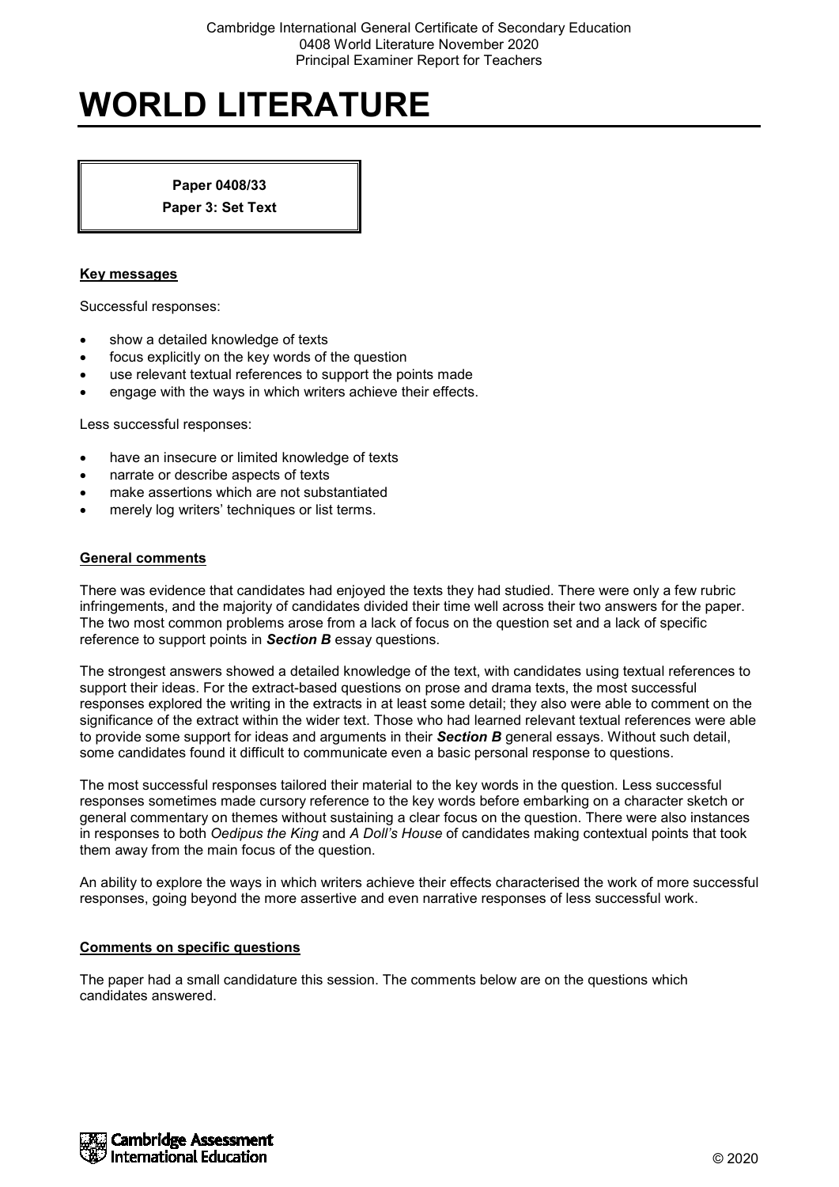# WORLD LITERATURE

**Paper 0408/33**
**Paper 3: Set Text**

## Key messages

Successful responses:

- show a detailed knowledge of texts
- focus explicitly on the key words of the question
- use relevant textual references to support the points made
- engage with the ways in which writers achieve their effects.

Less successful responses:

- have an insecure or limited knowledge of texts
- narrate or describe aspects of texts
- make assertions which are not substantiated
- merely log writers' techniques or list terms.

## General comments

There was evidence that candidates had enjoyed the texts they had studied. There were only a few rubric infringements, and the majority of candidates divided their time well across their two answers for the paper. The two most common problems arose from a lack of focus on the question set and a lack of specific reference to support points in ***Section B*** essay questions.

The strongest answers showed a detailed knowledge of the text, with candidates using textual references to support their ideas. For the extract-based questions on prose and drama texts, the most successful responses explored the writing in the extracts in at least some detail; they also were able to comment on the significance of the extract within the wider text. Those who had learned relevant textual references were able to provide some support for ideas and arguments in their ***Section B*** general essays. Without such detail, some candidates found it difficult to communicate even a basic personal response to questions.

The most successful responses tailored their material to the key words in the question. Less successful responses sometimes made cursory reference to the key words before embarking on a character sketch or general commentary on themes without sustaining a clear focus on the question. There were also instances in responses to both *Oedipus the King* and *A Doll's House* of candidates making contextual points that took them away from the main focus of the question.

An ability to explore the ways in which writers achieve their effects characterised the work of more successful responses, going beyond the more assertive and even narrative responses of less successful work.

## Comments on specific questions

The paper had a small candidature this session. The comments below are on the questions which candidates answered.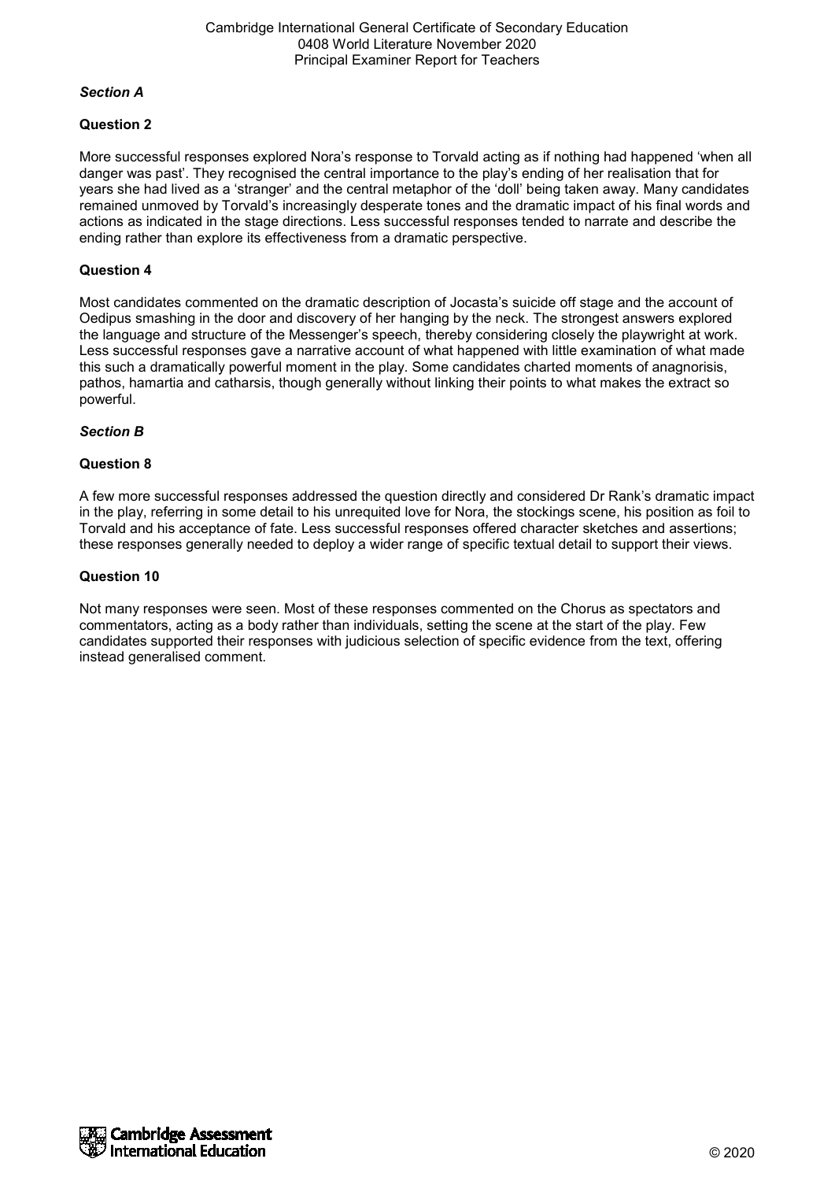***Section A***

**Question 2**

More successful responses explored Nora's response to Torvald acting as if nothing had happened 'when all danger was past'. They recognised the central importance to the play's ending of her realisation that for years she had lived as a 'stranger' and the central metaphor of the 'doll' being taken away. Many candidates remained unmoved by Torvald's increasingly desperate tones and the dramatic impact of his final words and actions as indicated in the stage directions. Less successful responses tended to narrate and describe the ending rather than explore its effectiveness from a dramatic perspective.

**Question 4**

Most candidates commented on the dramatic description of Jocasta's suicide off stage and the account of Oedipus smashing in the door and discovery of her hanging by the neck. The strongest answers explored the language and structure of the Messenger's speech, thereby considering closely the playwright at work. Less successful responses gave a narrative account of what happened with little examination of what made this such a dramatically powerful moment in the play. Some candidates charted moments of anagnorisis, pathos, hamartia and catharsis, though generally without linking their points to what makes the extract so powerful.

***Section B***

**Question 8**

A few more successful responses addressed the question directly and considered Dr Rank's dramatic impact in the play, referring in some detail to his unrequited love for Nora, the stockings scene, his position as foil to Torvald and his acceptance of fate. Less successful responses offered character sketches and assertions; these responses generally needed to deploy a wider range of specific textual detail to support their views.

**Question 10**

Not many responses were seen. Most of these responses commented on the Chorus as spectators and commentators, acting as a body rather than individuals, setting the scene at the start of the play. Few candidates supported their responses with judicious selection of specific evidence from the text, offering instead generalised comment.